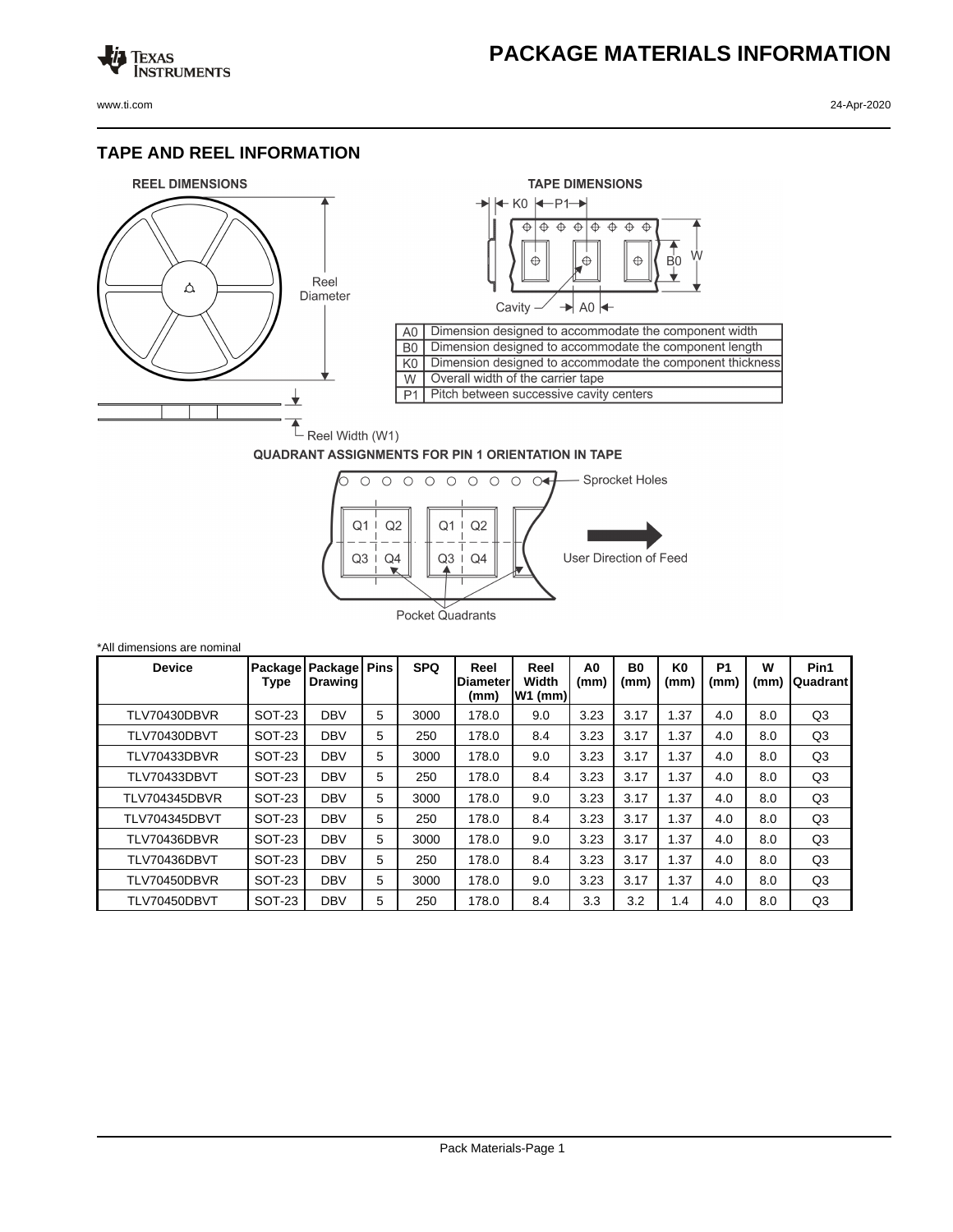# PACKAGE MATERIALS INFORMATION

## TAPE AND REEL INFORMATION

**REEL DIMENSIONS**

Reel Diameter

Reel Width (W1)

**TAPE DIMENSIONS**

| | |
|---|---|
| A0 | Dimension designed to accommodate the component width |
| B0 | Dimension designed to accommodate the component length |
| K0 | Dimension designed to accommodate the component thickness |
| W | Overall width of the carrier tape |
| P1 | Pitch between successive cavity centers |

**QUADRANT ASSIGNMENTS FOR PIN 1 ORIENTATION IN TAPE**

Sprocket Holes

User Direction of Feed

Pocket Quadrants

*All dimensions are nominal

| Device | Package Type | Package Drawing | Pins | SPQ | Reel Diameter (mm) | Reel Width W1 (mm) | A0 (mm) | B0 (mm) | K0 (mm) | P1 (mm) | W (mm) | Pin1 Quadrant |
|---|---|---|---|---|---|---|---|---|---|---|---|---|
| TLV70430DBVR | SOT-23 | DBV | 5 | 3000 | 178.0 | 9.0 | 3.23 | 3.17 | 1.37 | 4.0 | 8.0 | Q3 |
| TLV70430DBVT | SOT-23 | DBV | 5 | 250 | 178.0 | 8.4 | 3.23 | 3.17 | 1.37 | 4.0 | 8.0 | Q3 |
| TLV70433DBVR | SOT-23 | DBV | 5 | 3000 | 178.0 | 9.0 | 3.23 | 3.17 | 1.37 | 4.0 | 8.0 | Q3 |
| TLV70433DBVT | SOT-23 | DBV | 5 | 250 | 178.0 | 8.4 | 3.23 | 3.17 | 1.37 | 4.0 | 8.0 | Q3 |
| TLV704345DBVR | SOT-23 | DBV | 5 | 3000 | 178.0 | 9.0 | 3.23 | 3.17 | 1.37 | 4.0 | 8.0 | Q3 |
| TLV704345DBVT | SOT-23 | DBV | 5 | 250 | 178.0 | 8.4 | 3.23 | 3.17 | 1.37 | 4.0 | 8.0 | Q3 |
| TLV70436DBVR | SOT-23 | DBV | 5 | 3000 | 178.0 | 9.0 | 3.23 | 3.17 | 1.37 | 4.0 | 8.0 | Q3 |
| TLV70436DBVT | SOT-23 | DBV | 5 | 250 | 178.0 | 8.4 | 3.23 | 3.17 | 1.37 | 4.0 | 8.0 | Q3 |
| TLV70450DBVR | SOT-23 | DBV | 5 | 3000 | 178.0 | 9.0 | 3.23 | 3.17 | 1.37 | 4.0 | 8.0 | Q3 |
| TLV70450DBVT | SOT-23 | DBV | 5 | 250 | 178.0 | 8.4 | 3.3 | 3.2 | 1.4 | 4.0 | 8.0 | Q3 |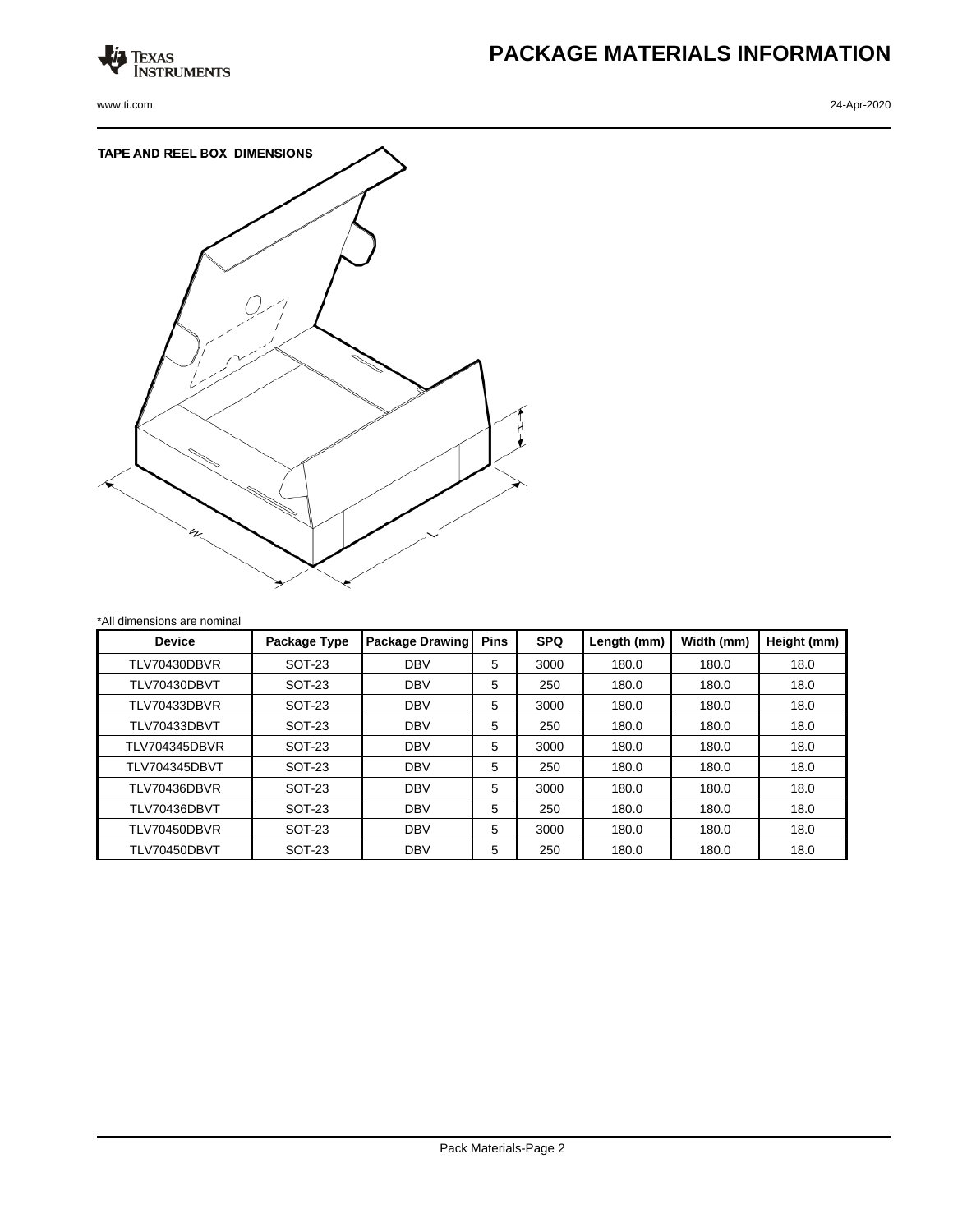# PACKAGE MATERIALS INFORMATION

TAPE AND REEL BOX DIMENSIONS

W

L

H

*All dimensions are nominal

| Device | Package Type | Package Drawing | Pins | SPQ | Length (mm) | Width (mm) | Height (mm) |
|---|---|---|---|---|---|---|---|
| TLV70430DBVR | SOT-23 | DBV | 5 | 3000 | 180.0 | 180.0 | 18.0 |
| TLV70430DBVT | SOT-23 | DBV | 5 | 250 | 180.0 | 180.0 | 18.0 |
| TLV70433DBVR | SOT-23 | DBV | 5 | 3000 | 180.0 | 180.0 | 18.0 |
| TLV70433DBVT | SOT-23 | DBV | 5 | 250 | 180.0 | 180.0 | 18.0 |
| TLV704345DBVR | SOT-23 | DBV | 5 | 3000 | 180.0 | 180.0 | 18.0 |
| TLV704345DBVT | SOT-23 | DBV | 5 | 250 | 180.0 | 180.0 | 18.0 |
| TLV70436DBVR | SOT-23 | DBV | 5 | 3000 | 180.0 | 180.0 | 18.0 |
| TLV70436DBVT | SOT-23 | DBV | 5 | 250 | 180.0 | 180.0 | 18.0 |
| TLV70450DBVR | SOT-23 | DBV | 5 | 3000 | 180.0 | 180.0 | 18.0 |
| TLV70450DBVT | SOT-23 | DBV | 5 | 250 | 180.0 | 180.0 | 18.0 |